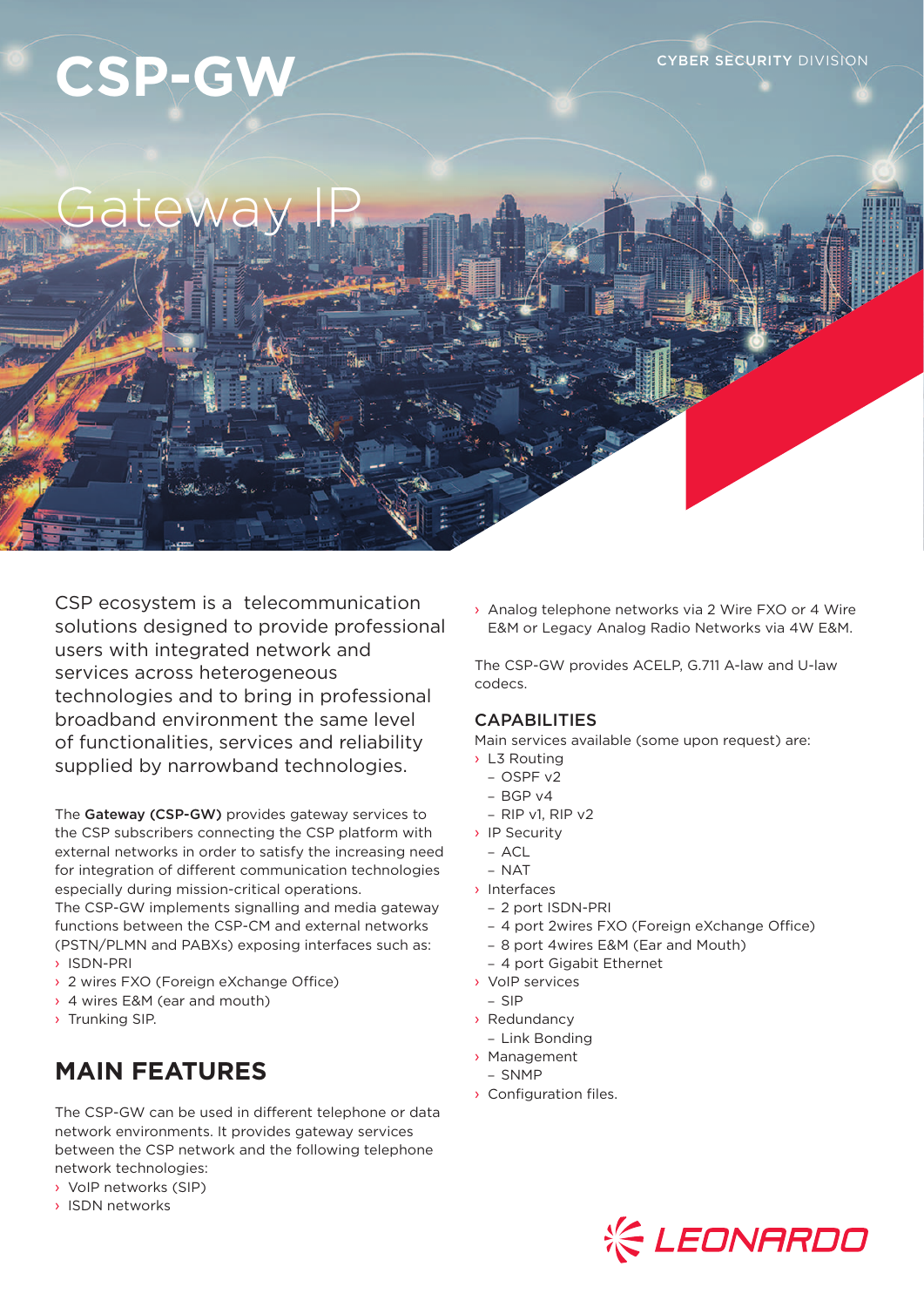CYBER SECURITY DIVISION

# CSP-GW

## Gateway IP

CSP ecosystem is a telecommunication solutions designed to provide professional users with integrated network and services across heterogeneous technologies and to bring in professional broadband environment the same level of functionalities, services and reliability supplied by narrowband technologies.

The **Gateway (CSP-GW)** provides gateway services to the CSP subscribers connecting the CSP platform with external networks in order to satisfy the increasing need for integration of different communication technologies especially during mission-critical operations.
The CSP-GW implements signalling and media gateway functions between the CSP-CM and external networks (PSTN/PLMN and PABXs) exposing interfaces such as:

- ISDN-PRI
- 2 wires FXO (Foreign eXchange Office)
- 4 wires E&M (ear and mouth)
- Trunking SIP.

## MAIN FEATURES

The CSP-GW can be used in different telephone or data network environments. It provides gateway services between the CSP network and the following telephone network technologies:

- VoIP networks (SIP)
- ISDN networks
- Analog telephone networks via 2 Wire FXO or 4 Wire E&M or Legacy Analog Radio Networks via 4W E&M.

The CSP-GW provides ACELP, G.711 A-law and U-law codecs.

### CAPABILITIES

Main services available (some upon request) are:

- L3 Routing
  - OSPF v2
  - BGP v4
  - RIP v1, RIP v2
- IP Security
  - ACL
  - NAT
- Interfaces
  - 2 port ISDN-PRI
  - 4 port 2wires FXO (Foreign eXchange Office)
  - 8 port 4wires E&M (Ear and Mouth)
  - 4 port Gigabit Ethernet
- VoIP services
  - SIP
- Redundancy
  - Link Bonding
- Management
  - SNMP
- Configuration files.

LEONARDO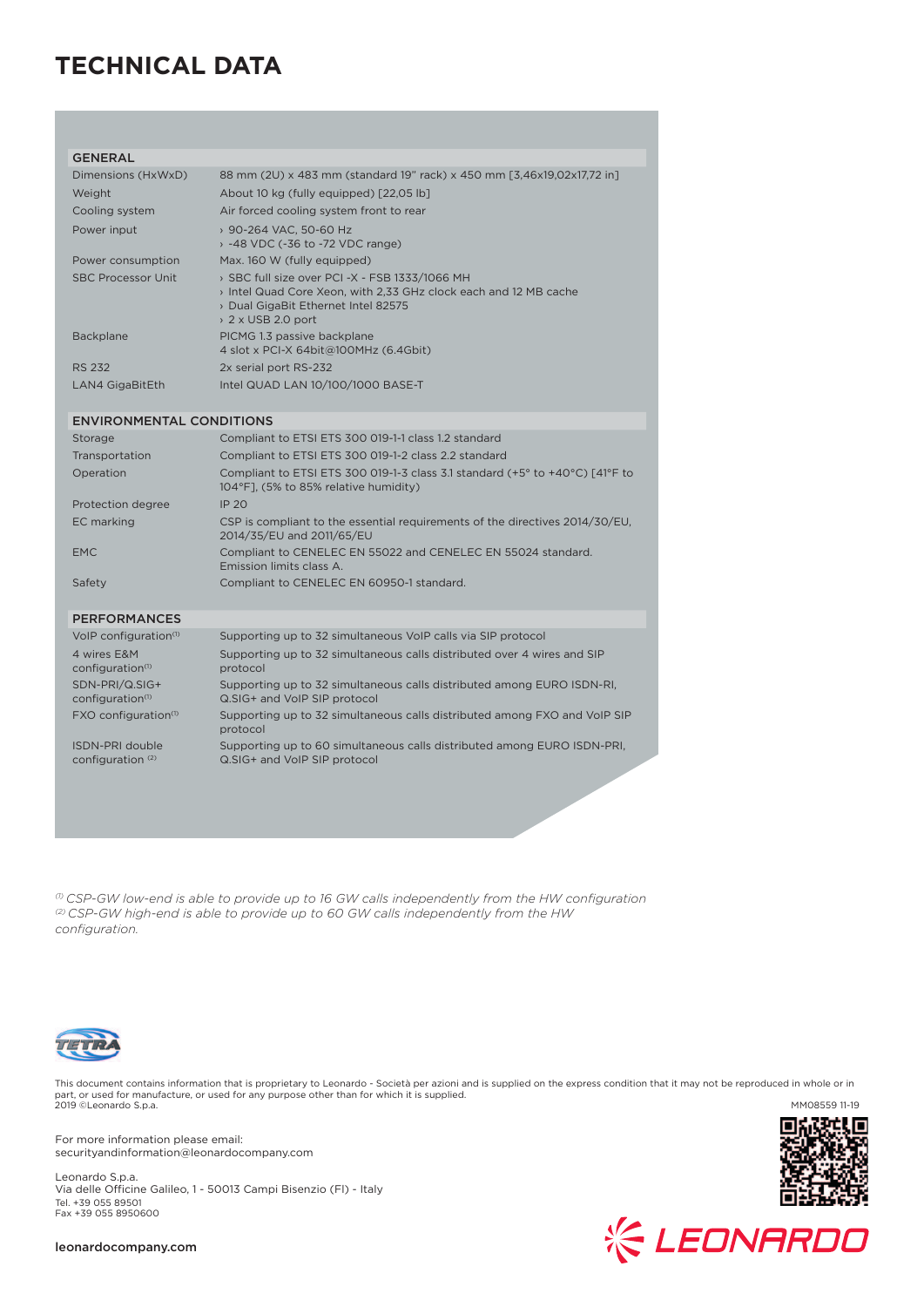# TECHNICAL DATA

| | |
|---|---|
| **GENERAL** | |
| Dimensions (HxWxD) | 88 mm (2U) x 483 mm (standard 19" rack) x 450 mm [3,46x19,02x17,72 in] |
| Weight | About 10 kg (fully equipped) [22,05 lb] |
| Cooling system | Air forced cooling system front to rear |
| Power input | › 90-264 VAC, 50-60 Hz<br>› -48 VDC (-36 to -72 VDC range) |
| Power consumption | Max. 160 W (fully equipped) |
| SBC Processor Unit | › SBC full size over PCI -X - FSB 1333/1066 MH<br>› Intel Quad Core Xeon, with 2,33 GHz clock each and 12 MB cache<br>› Dual GigaBit Ethernet Intel 82575<br>› 2 x USB 2.0 port |
| Backplane | PICMG 1.3 passive backplane<br>4 slot x PCI-X 64bit@100MHz (6.4Gbit) |
| RS 232 | 2x serial port RS-232 |
| LAN4 GigaBitEth | Intel QUAD LAN 10/100/1000 BASE-T |
| **ENVIRONMENTAL CONDITIONS** | |
| Storage | Compliant to ETSI ETS 300 019-1-1 class 1.2 standard |
| Transportation | Compliant to ETSI ETS 300 019-1-2 class 2.2 standard |
| Operation | Compliant to ETSI ETS 300 019-1-3 class 3.1 standard (+5° to +40°C) [41°F to 104°F], (5% to 85% relative humidity) |
| Protection degree | IP 20 |
| EC marking | CSP is compliant to the essential requirements of the directives 2014/30/EU, 2014/35/EU and 2011/65/EU |
| EMC | Compliant to CENELEC EN 55022 and CENELEC EN 55024 standard. Emission limits class A. |
| Safety | Compliant to CENELEC EN 60950-1 standard. |
| **PERFORMANCES** | |
| VoIP configuration(1) | Supporting up to 32 simultaneous VoIP calls via SIP protocol |
| 4 wires E&M configuration(1) | Supporting up to 32 simultaneous calls distributed over 4 wires and SIP protocol |
| SDN-PRI/Q.SIG+ configuration(1) | Supporting up to 32 simultaneous calls distributed among EURO ISDN-RI, Q.SIG+ and VoIP SIP protocol |
| FXO configuration(1) | Supporting up to 32 simultaneous calls distributed among FXO and VoIP SIP protocol |
| ISDN-PRI double configuration (2) | Supporting up to 60 simultaneous calls distributed among EURO ISDN-PRI, Q.SIG+ and VoIP SIP protocol |

*(1) CSP-GW low-end is able to provide up to 16 GW calls independently from the HW configuration*
*(2) CSP-GW high-end is able to provide up to 60 GW calls independently from the HW configuration.*

This document contains information that is proprietary to Leonardo - Società per azioni and is supplied on the express condition that it may not be reproduced in whole or in part, or used for manufacture, or used for any purpose other than for which it is supplied.
2019 ©Leonardo S.p.a.

MM08559 11-19

For more information please email:
securityandinformation@leonardocompany.com

Leonardo S.p.a.
Via delle Officine Galileo, 1 - 50013 Campi Bisenzio (FI) - Italy
Tel. +39 055 89501
Fax +39 055 8950600

leonardocompany.com